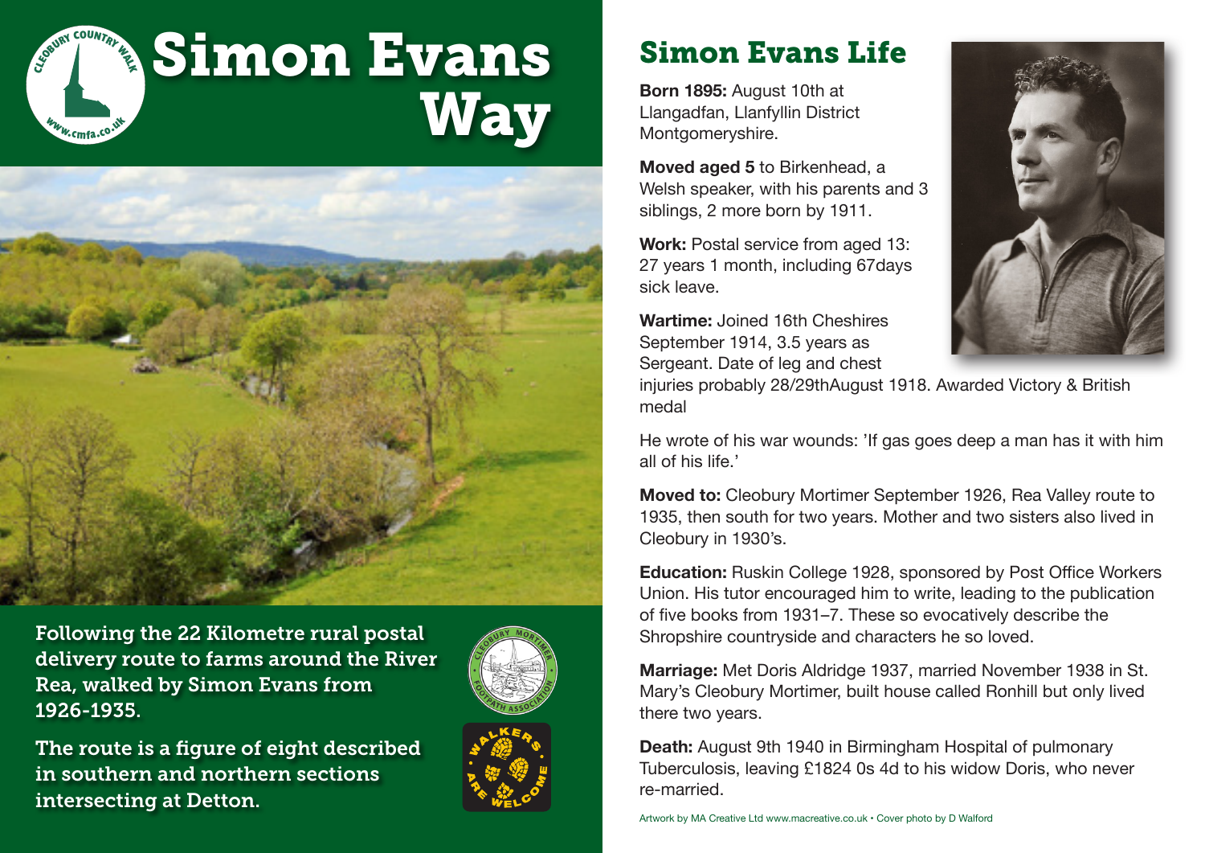# Simon Evans Way

Following the 22 Kilometre rural postal delivery route to farms around the River Rea, walked by Simon Evans from 1926-1935.

The route is a figure of eight described in southern and northern sections intersecting at Detton.

## Simon Evans Life

**Born 1895:** August 10th at Llangadfan, Llanfyllin District Montgomeryshire.

**Moved aged 5** to Birkenhead, a Welsh speaker, with his parents and 3 siblings, 2 more born by 1911.

**Work:** Postal service from aged 13: 27 years 1 month, including 67days sick leave.

**Wartime:** Joined 16th Cheshires September 1914, 3.5 years as Sergeant. Date of leg and chest injuries probably 28/29thAugust 1918. Awarded Victory & British medal

He wrote of his war wounds: 'If gas goes deep a man has it with him all of his life.'

**Moved to:** Cleobury Mortimer September 1926, Rea Valley route to 1935, then south for two years. Mother and two sisters also lived in Cleobury in 1930's.

**Education:** Ruskin College 1928, sponsored by Post Office Workers Union. His tutor encouraged him to write, leading to the publication of five books from 1931–7. These so evocatively describe the Shropshire countryside and characters he so loved.

**Marriage:** Met Doris Aldridge 1937, married November 1938 in St. Mary's Cleobury Mortimer, built house called Ronhill but only lived there two years.

**Death:** August 9th 1940 in Birmingham Hospital of pulmonary Tuberculosis, leaving £1824 0s 4d to his widow Doris, who never re-married.

Artwork by MA Creative Ltd www.macreative.co.uk • Cover photo by D Walford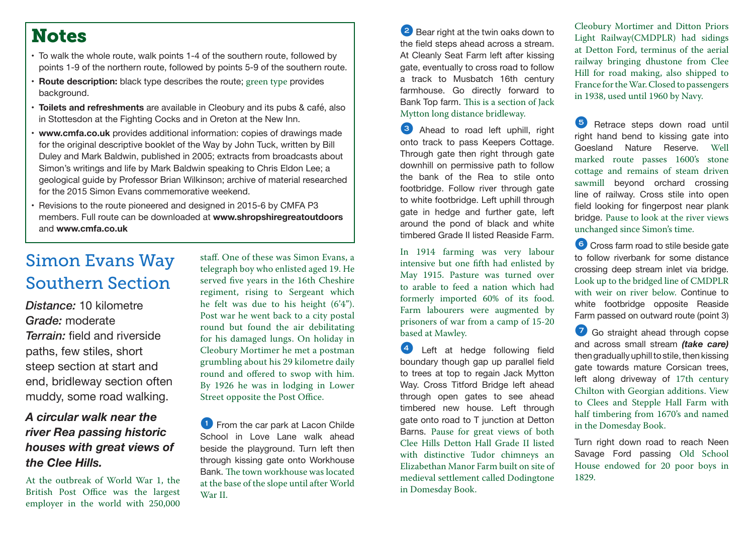## Notes

- To walk the whole route, walk points 1-4 of the southern route, followed by points 1-9 of the northern route, followed by points 5-9 of the southern route.
- **Route description:** black type describes the route; green type provides background.
- **Toilets and refreshments** are available in Cleobury and its pubs & café, also in Stottesdon at the Fighting Cocks and in Oreton at the New Inn.
- **www.cmfa.co.uk** provides additional information: copies of drawings made for the original descriptive booklet of the Way by John Tuck, written by Bill Duley and Mark Baldwin, published in 2005; extracts from broadcasts about Simon's writings and life by Mark Baldwin speaking to Chris Eldon Lee; a geological guide by Professor Brian Wilkinson; archive of material researched for the 2015 Simon Evans commemorative weekend.
- Revisions to the route pioneered and designed in 2015-6 by CMFA P3 members. Full route can be downloaded at **www.shropshiregreatoutdoors** and **www.cmfa.co.uk**

# Simon Evans Way Southern Section

*Distance:* 10 kilometre
*Grade:* moderate
*Terrain:* field and riverside paths, few stiles, short steep section at start and end, bridleway section often muddy, some road walking.

***A circular walk near the river Rea passing historic houses with great views of the Clee Hills.***

At the outbreak of World War 1, the British Post Office was the largest employer in the world with 250,000 staff. One of these was Simon Evans, a telegraph boy who enlisted aged 19. He served five years in the 16th Cheshire regiment, rising to Sergeant which he felt was due to his height (6'4"). Post war he went back to a city postal round but found the air debilitating for his damaged lungs. On holiday in Cleobury Mortimer he met a postman grumbling about his 29 kilometre daily round and offered to swop with him. By 1926 he was in lodging in Lower Street opposite the Post Office.

**1** From the car park at Lacon Childe School in Love Lane walk ahead beside the playground. Turn left then through kissing gate onto Workhouse Bank. The town workhouse was located at the base of the slope until after World War II.

**2** Bear right at the twin oaks down to the field steps ahead across a stream. At Cleanly Seat Farm left after kissing gate, eventually to cross road to follow a track to Musbatch 16th century farmhouse. Go directly forward to Bank Top farm. This is a section of Jack Mytton long distance bridleway.

**3** Ahead to road left uphill, right onto track to pass Keepers Cottage. Through gate then right through gate downhill on permissive path to follow the bank of the Rea to stile onto footbridge. Follow river through gate to white footbridge. Left uphill through gate in hedge and further gate, left around the pond of black and white timbered Grade II listed Reaside Farm.

In 1914 farming was very labour intensive but one fifth had enlisted by May 1915. Pasture was turned over to arable to feed a nation which had formerly imported 60% of its food. Farm labourers were augmented by prisoners of war from a camp of 15-20 based at Mawley.

**4** Left at hedge following field boundary though gap up parallel field to trees at top to regain Jack Mytton Way. Cross Titford Bridge left ahead through open gates to see ahead timbered new house. Left through gate onto road to T junction at Detton Barns. Pause for great views of both Clee Hills Detton Hall Grade II listed with distinctive Tudor chimneys an Elizabethan Manor Farm built on site of medieval settlement called Dodingtone in Domesday Book.

Cleobury Mortimer and Ditton Priors Light Railway(CMDPLR) had sidings at Detton Ford, terminus of the aerial railway bringing dhustone from Clee Hill for road making, also shipped to France for the War. Closed to passengers in 1938, used until 1960 by Navy.

**5** Retrace steps down road until right hand bend to kissing gate into Goesland Nature Reserve. Well marked route passes 1600's stone cottage and remains of steam driven sawmill beyond orchard crossing line of railway. Cross stile into open field looking for fingerpost near plank bridge. Pause to look at the river views unchanged since Simon's time.

**6** Cross farm road to stile beside gate to follow riverbank for some distance crossing deep stream inlet via bridge. Look up to the bridged line of CMDPLR with weir on river below. Continue to white footbridge opposite Reaside Farm passed on outward route (point 3)

**7** Go straight ahead through copse and across small stream ***(take care)*** then gradually uphill to stile, then kissing gate towards mature Corsican trees, left along driveway of 17th century Chilton with Georgian additions. View to Clees and Stepple Hall Farm with half timbering from 1670's and named in the Domesday Book.

Turn right down road to reach Neen Savage Ford passing Old School House endowed for 20 poor boys in 1829.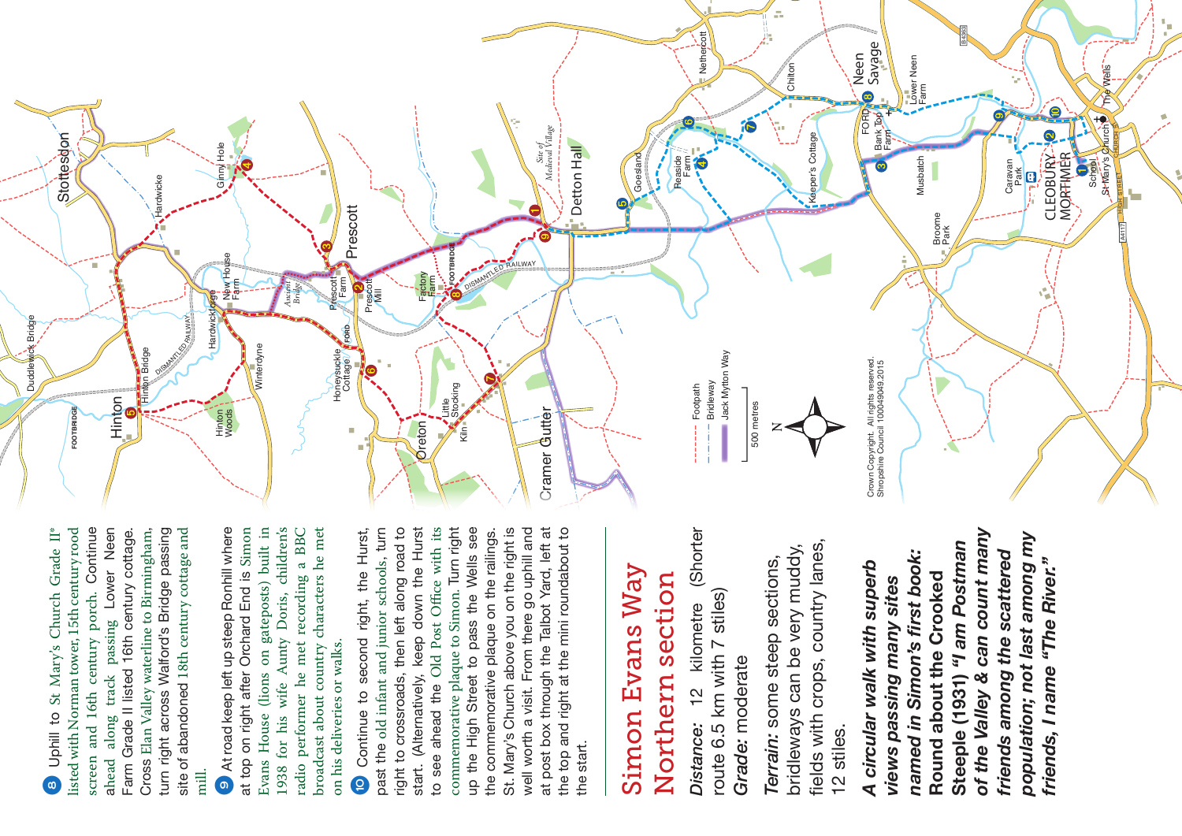**8** Uphill to St Mary's Church Grade II* listed with Norman tower, 15th century rood screen and 16th century porch. Continue ahead along track passing Lower Neen Farm Grade II listed 16th century cottage. Cross Elan Valley waterline to Birmingham, turn right across Walford's Bridge passing site of abandoned 18th century cottage and mill.

**9** At road keep left up steep Ronhill where at top on right after Orchard End is Simon Evans House (lions on gateposts) built in 1938 for his wife Aunty Doris, children's radio performer he met recording a BBC broadcast about country characters he met on his deliveries or walks.

**10** Continue to second right, the Hurst, past the old infant and junior schools, turn right to crossroads, then left along road to start. (Alternatively, keep down the Hurst to see ahead the Old Post Office with its commemorative plaque to Simon. Turn right up the High Street to pass the Wells see the commemorative plaque on the railings. St. Mary's Church above you on the right is well worth a visit. From there go uphill and at post box through the Talbot Yard, left at the top and right at the mini roundabout to the start.

# Simon Evans Way Northern section

*Distance:* 12 kilometre (Shorter route 6.5 km with 7 stiles)

*Grade:* moderate

*Terrain:* some steep sections, bridleways can be very muddy, fields with crops, country lanes, 12 stiles.

***A circular walk with superb views passing many sites named in Simon's first book: Round about the Crooked Steeple (1931) "I am Postman of the Valley & can count many friends among the scattered population; not last among my friends, I name "The River."***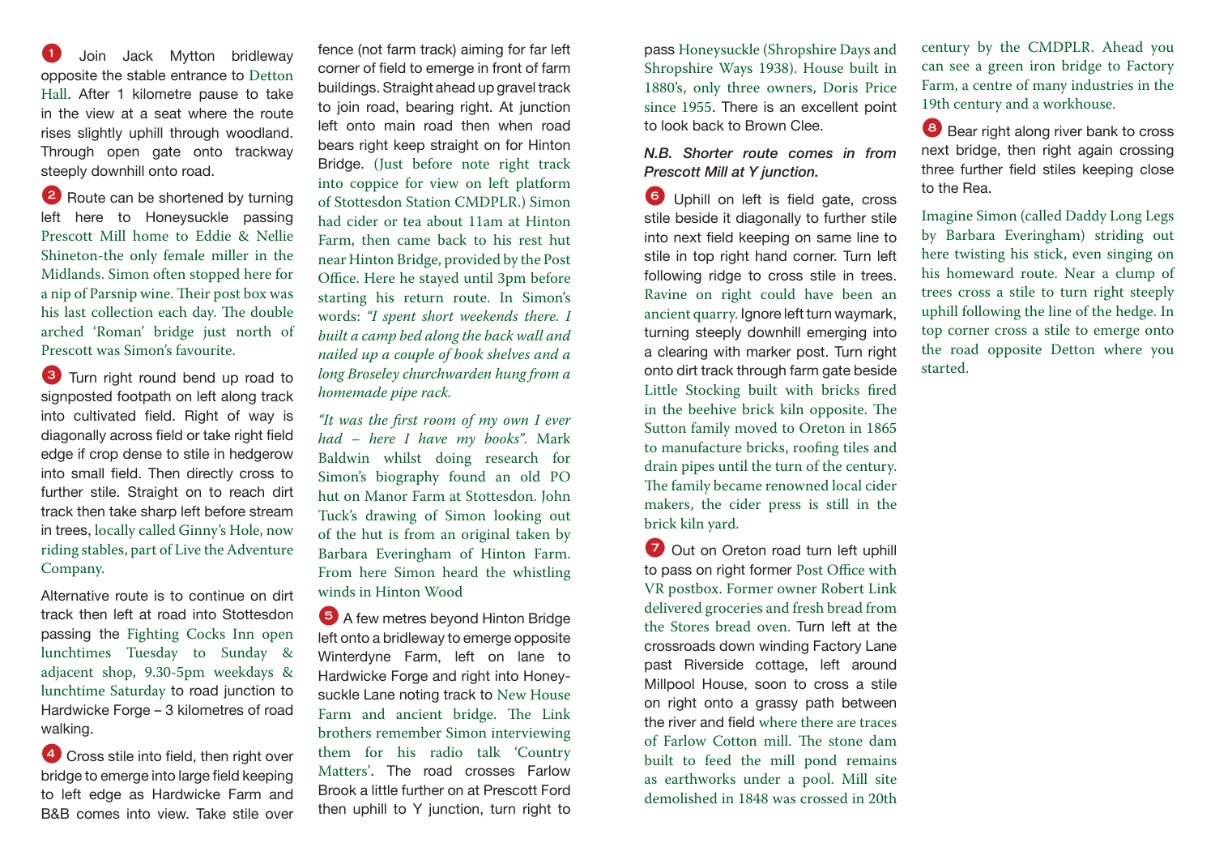**1** Join Jack Mytton bridleway opposite the stable entrance to Detton Hall. After 1 kilometre pause to take in the view at a seat where the route rises slightly uphill through woodland. Through open gate onto trackway steeply downhill onto road.

**2** Route can be shortened by turning left here to Honeysuckle passing Prescott Mill home to Eddie & Nellie Shineton-the only female miller in the Midlands. Simon often stopped here for a nip of Parsnip wine. Their post box was his last collection each day. The double arched 'Roman' bridge just north of Prescott was Simon's favourite.

**3** Turn right round bend up road to signposted footpath on left along track into cultivated field. Right of way is diagonally across field or take right field edge if crop dense to stile in hedgerow into small field. Then directly cross to further stile. Straight on to reach dirt track then take sharp left before stream in trees, locally called Ginny's Hole, now riding stables, part of Live the Adventure Company.

Alternative route is to continue on dirt track then left at road into Stottesdon passing the Fighting Cocks Inn open lunchtimes Tuesday to Sunday & adjacent shop, 9.30-5pm weekdays & lunchtime Saturday to road junction to Hardwicke Forge – 3 kilometres of road walking.

**4** Cross stile into field, then right over bridge to emerge into large field keeping to left edge as Hardwicke Farm and B&B comes into view. Take stile over fence (not farm track) aiming for far left corner of field to emerge in front of farm buildings. Straight ahead up gravel track to join road, bearing right. At junction left onto main road then when road bears right keep straight on for Hinton Bridge. (Just before note right track into coppice for view on left platform of Stottesdon Station CMDPLR.) Simon had cider or tea about 11am at Hinton Farm, then came back to his rest hut near Hinton Bridge, provided by the Post Office. Here he stayed until 3pm before starting his return route. In Simon's words: *"I spent short weekends there. I built a camp bed along the back wall and nailed up a couple of book shelves and a long Broseley churchwarden hung from a homemade pipe rack.*

*"It was the first room of my own I ever had – here I have my books".* Mark Baldwin whilst doing research for Simon's biography found an old PO hut on Manor Farm at Stottesdon. John Tuck's drawing of Simon looking out of the hut is from an original taken by Barbara Everingham of Hinton Farm. From here Simon heard the whistling winds in Hinton Wood

**5** A few metres beyond Hinton Bridge left onto a bridleway to emerge opposite Winterdyne Farm, left on lane to Hardwicke Forge and right into Honeysuckle Lane noting track to New House Farm and ancient bridge. The Link brothers remember Simon interviewing them for his radio talk 'Country Matters'. The road crosses Farlow Brook a little further on at Prescott Ford then uphill to Y junction, turn right to pass Honeysuckle (Shropshire Days and Shropshire Ways 1938). House built in 1880's, only three owners, Doris Price since 1955. There is an excellent point to look back to Brown Clee.

***N.B. Shorter route comes in from Prescott Mill at Y junction.***

**6** Uphill on left is field gate, cross stile beside it diagonally to further stile into next field keeping on same line to stile in top right hand corner. Turn left following ridge to cross stile in trees. Ravine on right could have been an ancient quarry. Ignore left turn waymark, turning steeply downhill emerging into a clearing with marker post. Turn right onto dirt track through farm gate beside Little Stocking built with bricks fired in the beehive brick kiln opposite. The Sutton family moved to Oreton in 1865 to manufacture bricks, roofing tiles and drain pipes until the turn of the century. The family became renowned local cider makers, the cider press is still in the brick kiln yard.

**7** Out on Oreton road turn left uphill to pass on right former Post Office with VR postbox. Former owner Robert Link delivered groceries and fresh bread from the Stores bread oven. Turn left at the crossroads down winding Factory Lane past Riverside cottage, left around Millpool House, soon to cross a stile on right onto a grassy path between the river and field where there are traces of Farlow Cotton mill. The stone dam built to feed the mill pond remains as earthworks under a pool. Mill site demolished in 1848 was crossed in 20th century by the CMDPLR. Ahead you can see a green iron bridge to Factory Farm, a centre of many industries in the 19th century and a workhouse.

**8** Bear right along river bank to cross next bridge, then right again crossing three further field stiles keeping close to the Rea.

Imagine Simon (called Daddy Long Legs by Barbara Everingham) striding out here twisting his stick, even singing on his homeward route. Near a clump of trees cross a stile to turn right steeply uphill following the line of the hedge. In top corner cross a stile to emerge onto the road opposite Detton where you started.